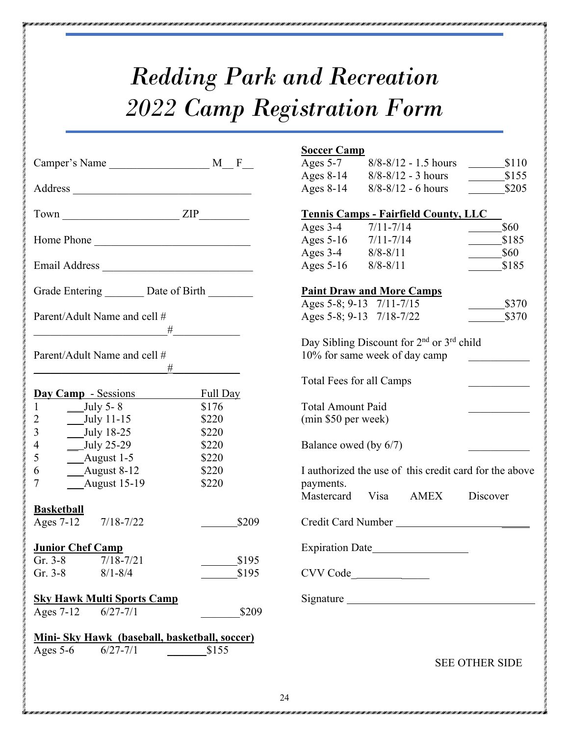# *Redding Park and Recreation*
# *2022 Camp Registration Form*

Camper's Name __________________ M__ F__

Address ________________________________

Town _____________________ ZIP_________

Home Phone ___________________________

Email Address __________________________

Grade Entering _______ Date of Birth ________

Parent/Adult Name and cell #
________________________#____________

Parent/Adult Name and cell #
________________________#____________

**Day Camp** - Sessions

| | Session | Full Day |
|---|---|---|
| 1 | ___July 5- 8 | $176 |
| 2 | ___July 11-15 | $220 |
| 3 | ___July 18-25 | $220 |
| 4 | __July 25-29 | $220 |
| 5 | ___August 1-5 | $220 |
| 6 | ___August 8-12 | $220 |
| 7 | ___August 15-19 | $220 |

**Basketball**

| | | |
|---|---|---|
| Ages 7-12 | 7/18-7/22 | _______$209 |

**Junior Chef Camp**

| | | |
|---|---|---|
| Gr. 3-8 | 7/18-7/21 | _______$195 |
| Gr. 3-8 | 8/1-8/4 | _______$195 |

**Sky Hawk Multi Sports Camp**

| | | |
|---|---|---|
| Ages 7-12 | 6/27-7/1 | ________$209 |

**Mini- Sky Hawk (baseball, basketball, soccer)**

| | | |
|---|---|---|
| Ages 5-6 | 6/27-7/1 | _______$155 |

**Soccer Camp**

| | | |
|---|---|---|
| Ages 5-7 | 8/8-8/12 - 1.5 hours | _______$110 |
| Ages 8-14 | 8/8-8/12 - 3 hours | _______$155 |
| Ages 8-14 | 8/8-8/12 - 6 hours | _______$205 |

**Tennis Camps - Fairfield County, LLC**

| | | |
|---|---|---|
| Ages 3-4 | 7/11-7/14 | ______$60 |
| Ages 5-16 | 7/11-7/14 | ______$185 |
| Ages 3-4 | 8/8-8/11 | ______$60 |
| Ages 5-16 | 8/8-8/11 | ______$185 |

**Paint Draw and More Camps**

| | | |
|---|---|---|
| Ages 5-8; 9-13 | 7/11-7/15 | _______$370 |
| Ages 5-8; 9-13 | 7/18-7/22 | _______$370 |

Day Sibling Discount for 2nd or 3rd child
10% for same week of day camp ___________

Total Fees for all Camps ___________

Total Amount Paid ___________
(min $50 per week)

Balance owed (by 6/7) ___________

I authorized the use of this credit card for the above payments.
Mastercard Visa AMEX Discover

Credit Card Number _________________________

Expiration Date_________________

CVV Code______________

Signature ___________________________________

SEE OTHER SIDE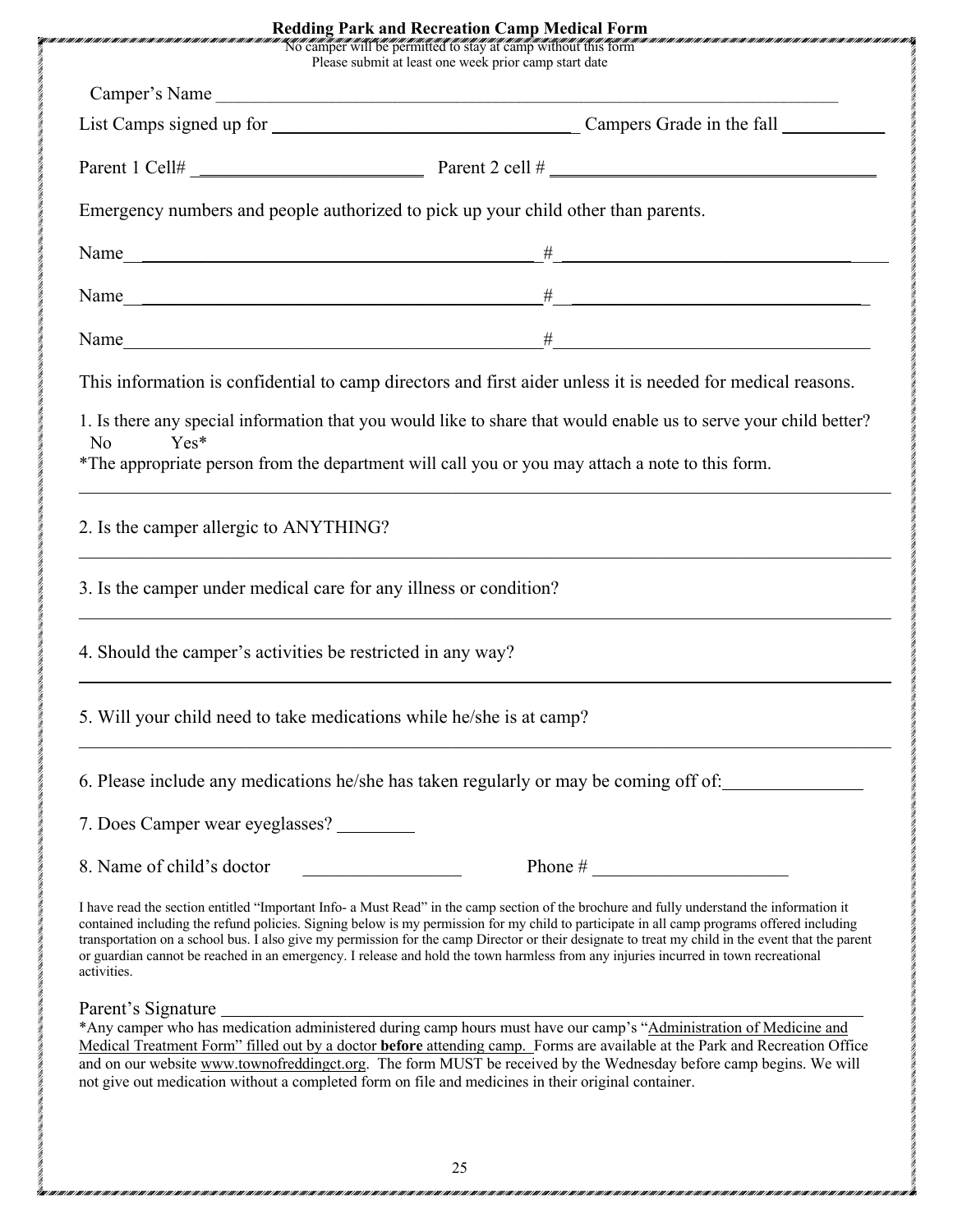# Redding Park and Recreation Camp Medical Form

No camper will be permitted to stay at camp without this form
Please submit at least one week prior camp start date

Camper's Name ___________________________________________________________________________

List Camps signed up for ___________________________________ Campers Grade in the fall ___________

Parent 1 Cell# _________________________ Parent 2 cell # ____________________________________

Emergency numbers and people authorized to pick up your child other than parents.

Name______________________________________________#____________________________________

Name______________________________________________#____________________________________

Name______________________________________________#____________________________________

This information is confidential to camp directors and first aider unless it is needed for medical reasons.

1. Is there any special information that you would like to share that would enable us to serve your child better?
No Yes*
*The appropriate person from the department will call you or you may attach a note to this form.

_____________________________________________________________________________________________

2. Is the camper allergic to ANYTHING?

_____________________________________________________________________________________________

3. Is the camper under medical care for any illness or condition?

_____________________________________________________________________________________________

4. Should the camper's activities be restricted in any way?

_____________________________________________________________________________________________

5. Will your child need to take medications while he/she is at camp?

_____________________________________________________________________________________________

6. Please include any medications he/she has taken regularly or may be coming off of:_______________

7. Does Camper wear eyeglasses? ________

8. Name of child's doctor _________________ Phone # _____________________

I have read the section entitled "Important Info- a Must Read" in the camp section of the brochure and fully understand the information it contained including the refund policies. Signing below is my permission for my child to participate in all camp programs offered including transportation on a school bus. I also give my permission for the camp Director or their designate to treat my child in the event that the parent or guardian cannot be reached in an emergency. I release and hold the town harmless from any injuries incurred in town recreational activities.

Parent's Signature ___________________________________________________________________________

*Any camper who has medication administered during camp hours must have our camp's "Administration of Medicine and Medical Treatment Form" filled out by a doctor **before** attending camp. Forms are available at the Park and Recreation Office and on our website www.townofreddingct.org. The form MUST be received by the Wednesday before camp begins. We will not give out medication without a completed form on file and medicines in their original container.